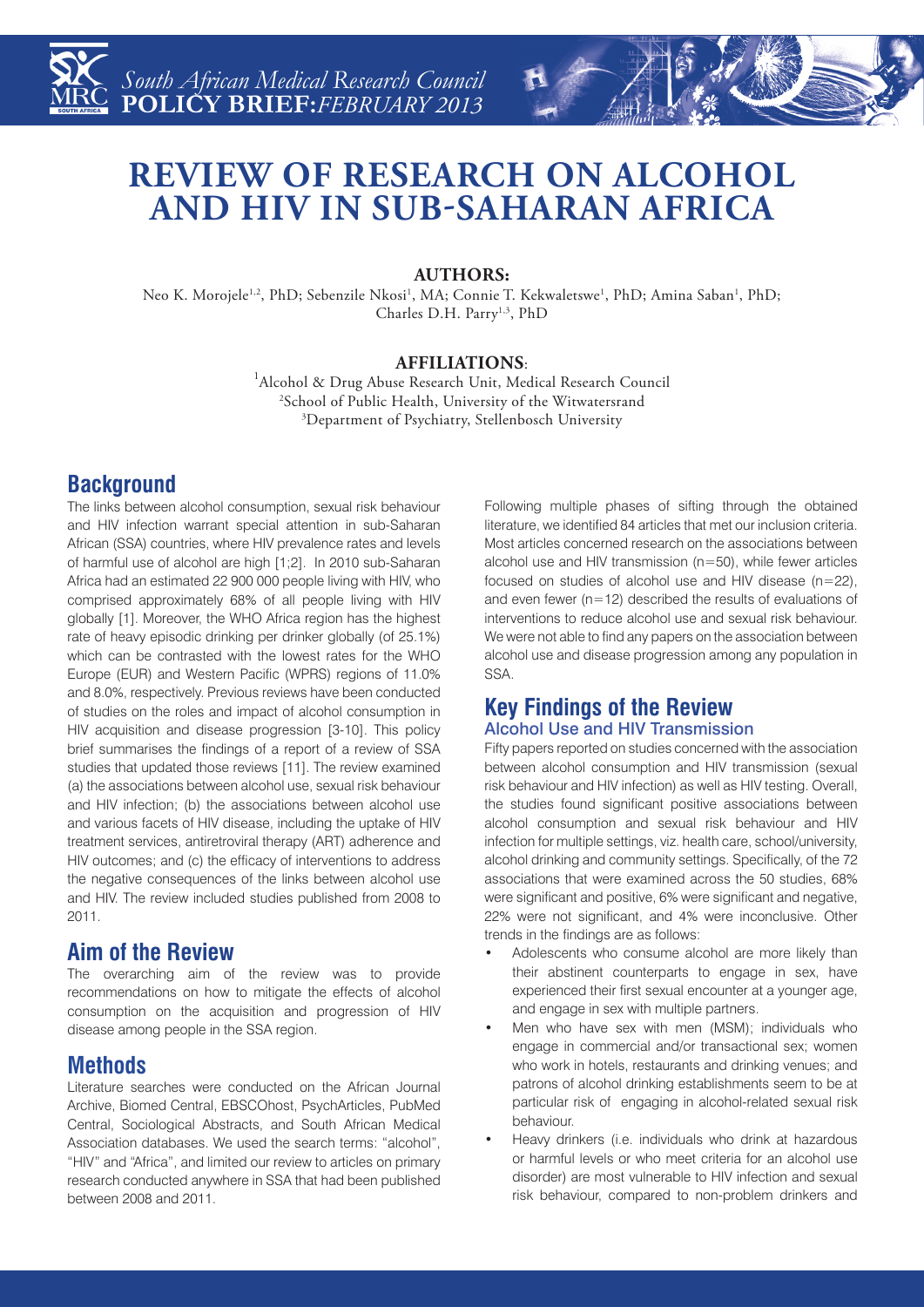South African Medical Research Council
**POLICY BRIEF:** *FEBRUARY 2013*

# REVIEW OF RESEARCH ON ALCOHOL AND HIV IN SUB-SAHARAN AFRICA

**AUTHORS:**

Neo K. Morojele[1,2], PhD; Sebenzile Nkosi[1], MA; Connie T. Kekwaletswe[1], PhD; Amina Saban[1], PhD; Charles D.H. Parry[1,3], PhD

**AFFILIATIONS**:

[1]Alcohol & Drug Abuse Research Unit, Medical Research Council
[2]School of Public Health, University of the Witwatersrand
[3]Department of Psychiatry, Stellenbosch University

## Background

The links between alcohol consumption, sexual risk behaviour and HIV infection warrant special attention in sub-Saharan African (SSA) countries, where HIV prevalence rates and levels of harmful use of alcohol are high [1;2]. In 2010 sub-Saharan Africa had an estimated 22 900 000 people living with HIV, who comprised approximately 68% of all people living with HIV globally [1]. Moreover, the WHO Africa region has the highest rate of heavy episodic drinking per drinker globally (of 25.1%) which can be contrasted with the lowest rates for the WHO Europe (EUR) and Western Pacific (WPRS) regions of 11.0% and 8.0%, respectively. Previous reviews have been conducted of studies on the roles and impact of alcohol consumption in HIV acquisition and disease progression [3-10]. This policy brief summarises the findings of a report of a review of SSA studies that updated those reviews [11]. The review examined (a) the associations between alcohol use, sexual risk behaviour and HIV infection; (b) the associations between alcohol use and various facets of HIV disease, including the uptake of HIV treatment services, antiretroviral therapy (ART) adherence and HIV outcomes; and (c) the efficacy of interventions to address the negative consequences of the links between alcohol use and HIV. The review included studies published from 2008 to 2011.

## Aim of the Review

The overarching aim of the review was to provide recommendations on how to mitigate the effects of alcohol consumption on the acquisition and progression of HIV disease among people in the SSA region.

## Methods

Literature searches were conducted on the African Journal Archive, Biomed Central, EBSCOhost, PsychArticles, PubMed Central, Sociological Abstracts, and South African Medical Association databases. We used the search terms: "alcohol", "HIV" and "Africa", and limited our review to articles on primary research conducted anywhere in SSA that had been published between 2008 and 2011.

Following multiple phases of sifting through the obtained literature, we identified 84 articles that met our inclusion criteria. Most articles concerned research on the associations between alcohol use and HIV transmission (n=50), while fewer articles focused on studies of alcohol use and HIV disease (n=22), and even fewer (n=12) described the results of evaluations of interventions to reduce alcohol use and sexual risk behaviour. We were not able to find any papers on the association between alcohol use and disease progression among any population in SSA.

## Key Findings of the Review

### Alcohol Use and HIV Transmission

Fifty papers reported on studies concerned with the association between alcohol consumption and HIV transmission (sexual risk behaviour and HIV infection) as well as HIV testing. Overall, the studies found significant positive associations between alcohol consumption and sexual risk behaviour and HIV infection for multiple settings, viz. health care, school/university, alcohol drinking and community settings. Specifically, of the 72 associations that were examined across the 50 studies, 68% were significant and positive, 6% were significant and negative, 22% were not significant, and 4% were inconclusive. Other trends in the findings are as follows:

- Adolescents who consume alcohol are more likely than their abstinent counterparts to engage in sex, have experienced their first sexual encounter at a younger age, and engage in sex with multiple partners.
- Men who have sex with men (MSM); individuals who engage in commercial and/or transactional sex; women who work in hotels, restaurants and drinking venues; and patrons of alcohol drinking establishments seem to be at particular risk of engaging in alcohol-related sexual risk behaviour.
- Heavy drinkers (i.e. individuals who drink at hazardous or harmful levels or who meet criteria for an alcohol use disorder) are most vulnerable to HIV infection and sexual risk behaviour, compared to non-problem drinkers and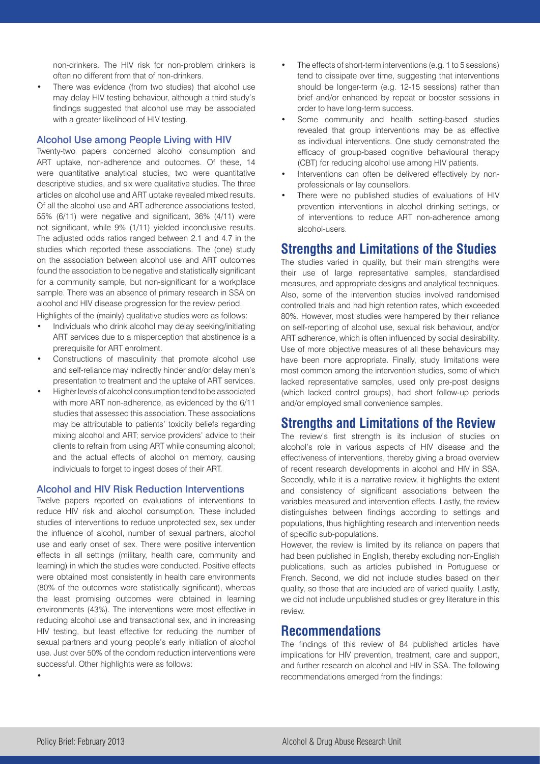non-drinkers. The HIV risk for non-problem drinkers is often no different from that of non-drinkers.

- There was evidence (from two studies) that alcohol use may delay HIV testing behaviour, although a third study's findings suggested that alcohol use may be associated with a greater likelihood of HIV testing.

### Alcohol Use among People Living with HIV

Twenty-two papers concerned alcohol consumption and ART uptake, non-adherence and outcomes. Of these, 14 were quantitative analytical studies, two were quantitative descriptive studies, and six were qualitative studies. The three articles on alcohol use and ART uptake revealed mixed results. Of all the alcohol use and ART adherence associations tested, 55% (6/11) were negative and significant, 36% (4/11) were not significant, while 9% (1/11) yielded inconclusive results. The adjusted odds ratios ranged between 2.1 and 4.7 in the studies which reported these associations. The (one) study on the association between alcohol use and ART outcomes found the association to be negative and statistically significant for a community sample, but non-significant for a workplace sample. There was an absence of primary research in SSA on alcohol and HIV disease progression for the review period.

Highlights of the (mainly) qualitative studies were as follows:

- Individuals who drink alcohol may delay seeking/initiating ART services due to a misperception that abstinence is a prerequisite for ART enrolment.
- Constructions of masculinity that promote alcohol use and self-reliance may indirectly hinder and/or delay men's presentation to treatment and the uptake of ART services.
- Higher levels of alcohol consumption tend to be associated with more ART non-adherence, as evidenced by the 6/11 studies that assessed this association. These associations may be attributable to patients' toxicity beliefs regarding mixing alcohol and ART; service providers' advice to their clients to refrain from using ART while consuming alcohol; and the actual effects of alcohol on memory, causing individuals to forget to ingest doses of their ART.

### Alcohol and HIV Risk Reduction Interventions

Twelve papers reported on evaluations of interventions to reduce HIV risk and alcohol consumption. These included studies of interventions to reduce unprotected sex, sex under the influence of alcohol, number of sexual partners, alcohol use and early onset of sex. There were positive intervention effects in all settings (military, health care, community and learning) in which the studies were conducted. Positive effects were obtained most consistently in health care environments (80% of the outcomes were statistically significant), whereas the least promising outcomes were obtained in learning environments (43%). The interventions were most effective in reducing alcohol use and transactional sex, and in increasing HIV testing, but least effective for reducing the number of sexual partners and young people's early initiation of alcohol use. Just over 50% of the condom reduction interventions were successful. Other highlights were as follows:

- The effects of short-term interventions (e.g. 1 to 5 sessions) tend to dissipate over time, suggesting that interventions should be longer-term (e.g. 12-15 sessions) rather than brief and/or enhanced by repeat or booster sessions in order to have long-term success.
- Some community and health setting-based studies revealed that group interventions may be as effective as individual interventions. One study demonstrated the efficacy of group-based cognitive behavioural therapy (CBT) for reducing alcohol use among HIV patients.
- Interventions can often be delivered effectively by non-professionals or lay counsellors.
- There were no published studies of evaluations of HIV prevention interventions in alcohol drinking settings, or of interventions to reduce ART non-adherence among alcohol-users.

## Strengths and Limitations of the Studies

The studies varied in quality, but their main strengths were their use of large representative samples, standardised measures, and appropriate designs and analytical techniques. Also, some of the intervention studies involved randomised controlled trials and had high retention rates, which exceeded 80%. However, most studies were hampered by their reliance on self-reporting of alcohol use, sexual risk behaviour, and/or ART adherence, which is often influenced by social desirability. Use of more objective measures of all these behaviours may have been more appropriate. Finally, study limitations were most common among the intervention studies, some of which lacked representative samples, used only pre-post designs (which lacked control groups), had short follow-up periods and/or employed small convenience samples.

## Strengths and Limitations of the Review

The review's first strength is its inclusion of studies on alcohol's role in various aspects of HIV disease and the effectiveness of interventions, thereby giving a broad overview of recent research developments in alcohol and HIV in SSA. Secondly, while it is a narrative review, it highlights the extent and consistency of significant associations between the variables measured and intervention effects. Lastly, the review distinguishes between findings according to settings and populations, thus highlighting research and intervention needs of specific sub-populations.

However, the review is limited by its reliance on papers that had been published in English, thereby excluding non-English publications, such as articles published in Portuguese or French. Second, we did not include studies based on their quality, so those that are included are of varied quality. Lastly, we did not include unpublished studies or grey literature in this review.

## Recommendations

The findings of this review of 84 published articles have implications for HIV prevention, treatment, care and support, and further research on alcohol and HIV in SSA. The following recommendations emerged from the findings: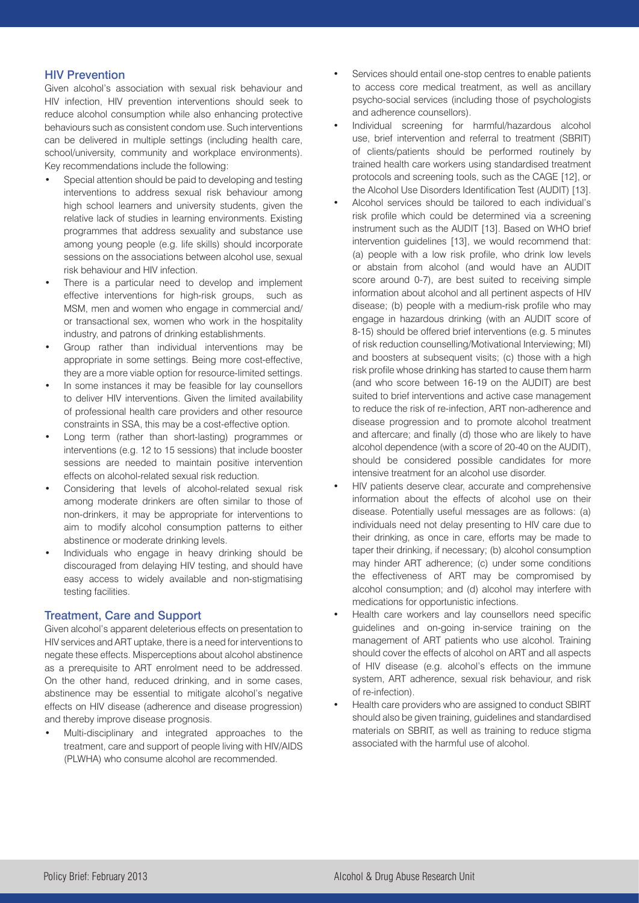## HIV Prevention

Given alcohol's association with sexual risk behaviour and HIV infection, HIV prevention interventions should seek to reduce alcohol consumption while also enhancing protective behaviours such as consistent condom use. Such interventions can be delivered in multiple settings (including health care, school/university, community and workplace environments). Key recommendations include the following:

- Special attention should be paid to developing and testing interventions to address sexual risk behaviour among high school learners and university students, given the relative lack of studies in learning environments. Existing programmes that address sexuality and substance use among young people (e.g. life skills) should incorporate sessions on the associations between alcohol use, sexual risk behaviour and HIV infection.
- There is a particular need to develop and implement effective interventions for high-risk groups, such as MSM, men and women who engage in commercial and/or transactional sex, women who work in the hospitality industry, and patrons of drinking establishments.
- Group rather than individual interventions may be appropriate in some settings. Being more cost-effective, they are a more viable option for resource-limited settings.
- In some instances it may be feasible for lay counsellors to deliver HIV interventions. Given the limited availability of professional health care providers and other resource constraints in SSA, this may be a cost-effective option.
- Long term (rather than short-lasting) programmes or interventions (e.g. 12 to 15 sessions) that include booster sessions are needed to maintain positive intervention effects on alcohol-related sexual risk reduction.
- Considering that levels of alcohol-related sexual risk among moderate drinkers are often similar to those of non-drinkers, it may be appropriate for interventions to aim to modify alcohol consumption patterns to either abstinence or moderate drinking levels.
- Individuals who engage in heavy drinking should be discouraged from delaying HIV testing, and should have easy access to widely available and non-stigmatising testing facilities.

## Treatment, Care and Support

Given alcohol's apparent deleterious effects on presentation to HIV services and ART uptake, there is a need for interventions to negate these effects. Misperceptions about alcohol abstinence as a prerequisite to ART enrolment need to be addressed. On the other hand, reduced drinking, and in some cases, abstinence may be essential to mitigate alcohol's negative effects on HIV disease (adherence and disease progression) and thereby improve disease prognosis.

- Multi-disciplinary and integrated approaches to the treatment, care and support of people living with HIV/AIDS (PLWHA) who consume alcohol are recommended.
- Services should entail one-stop centres to enable patients to access core medical treatment, as well as ancillary psycho-social services (including those of psychologists and adherence counsellors).
- Individual screening for harmful/hazardous alcohol use, brief intervention and referral to treatment (SBRIT) of clients/patients should be performed routinely by trained health care workers using standardised treatment protocols and screening tools, such as the CAGE [12], or the Alcohol Use Disorders Identification Test (AUDIT) [13].
- Alcohol services should be tailored to each individual's risk profile which could be determined via a screening instrument such as the AUDIT [13]. Based on WHO brief intervention guidelines [13], we would recommend that: (a) people with a low risk profile, who drink low levels or abstain from alcohol (and would have an AUDIT score around 0-7), are best suited to receiving simple information about alcohol and all pertinent aspects of HIV disease; (b) people with a medium-risk profile who may engage in hazardous drinking (with an AUDIT score of 8-15) should be offered brief interventions (e.g. 5 minutes of risk reduction counselling/Motivational Interviewing; MI) and boosters at subsequent visits; (c) those with a high risk profile whose drinking has started to cause them harm (and who score between 16-19 on the AUDIT) are best suited to brief interventions and active case management to reduce the risk of re-infection, ART non-adherence and disease progression and to promote alcohol treatment and aftercare; and finally (d) those who are likely to have alcohol dependence (with a score of 20-40 on the AUDIT), should be considered possible candidates for more intensive treatment for an alcohol use disorder.
- HIV patients deserve clear, accurate and comprehensive information about the effects of alcohol use on their disease. Potentially useful messages are as follows: (a) individuals need not delay presenting to HIV care due to their drinking, as once in care, efforts may be made to taper their drinking, if necessary; (b) alcohol consumption may hinder ART adherence; (c) under some conditions the effectiveness of ART may be compromised by alcohol consumption; and (d) alcohol may interfere with medications for opportunistic infections.
- Health care workers and lay counsellors need specific guidelines and on-going in-service training on the management of ART patients who use alcohol. Training should cover the effects of alcohol on ART and all aspects of HIV disease (e.g. alcohol's effects on the immune system, ART adherence, sexual risk behaviour, and risk of re-infection).
- Health care providers who are assigned to conduct SBIRT should also be given training, guidelines and standardised materials on SBRIT, as well as training to reduce stigma associated with the harmful use of alcohol.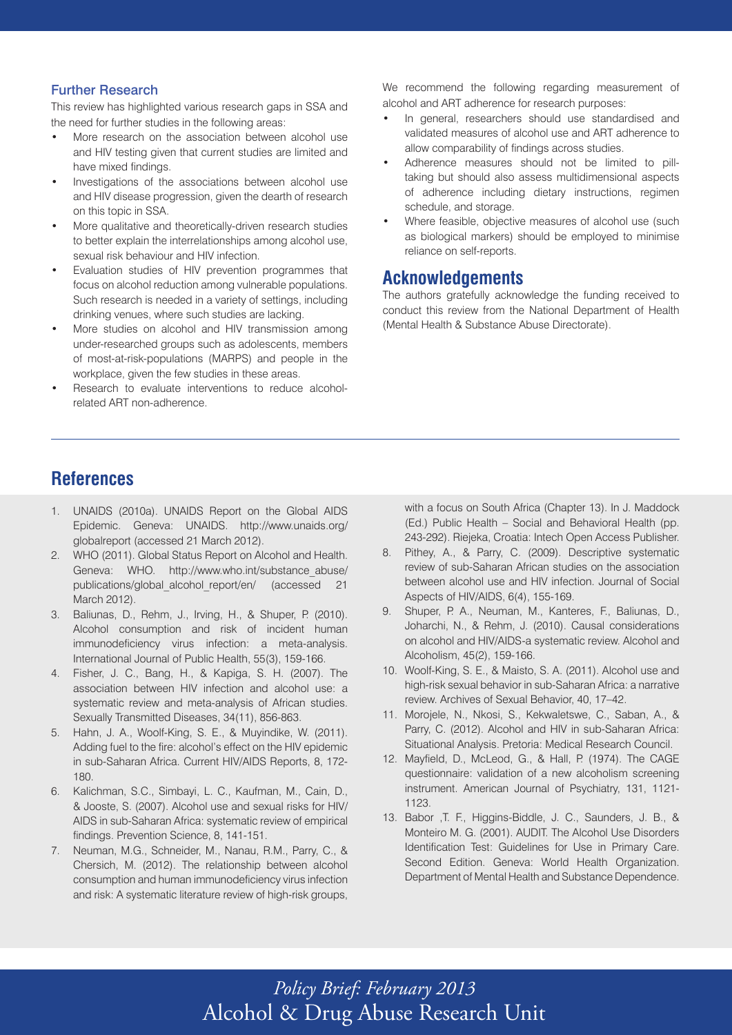### Further Research

This review has highlighted various research gaps in SSA and the need for further studies in the following areas:

- More research on the association between alcohol use and HIV testing given that current studies are limited and have mixed findings.
- Investigations of the associations between alcohol use and HIV disease progression, given the dearth of research on this topic in SSA.
- More qualitative and theoretically-driven research studies to better explain the interrelationships among alcohol use, sexual risk behaviour and HIV infection.
- Evaluation studies of HIV prevention programmes that focus on alcohol reduction among vulnerable populations. Such research is needed in a variety of settings, including drinking venues, where such studies are lacking.
- More studies on alcohol and HIV transmission among under-researched groups such as adolescents, members of most-at-risk-populations (MARPS) and people in the workplace, given the few studies in these areas.
- Research to evaluate interventions to reduce alcohol-related ART non-adherence.

We recommend the following regarding measurement of alcohol and ART adherence for research purposes:

- In general, researchers should use standardised and validated measures of alcohol use and ART adherence to allow comparability of findings across studies.
- Adherence measures should not be limited to pill-taking but should also assess multidimensional aspects of adherence including dietary instructions, regimen schedule, and storage.
- Where feasible, objective measures of alcohol use (such as biological markers) should be employed to minimise reliance on self-reports.

## Acknowledgements

The authors gratefully acknowledge the funding received to conduct this review from the National Department of Health (Mental Health & Substance Abuse Directorate).

## References

1. UNAIDS (2010a). UNAIDS Report on the Global AIDS Epidemic. Geneva: UNAIDS. http://www.unaids.org/globalreport (accessed 21 March 2012).
2. WHO (2011). Global Status Report on Alcohol and Health. Geneva: WHO. http://www.who.int/substance_abuse/publications/global_alcohol_report/en/ (accessed 21 March 2012).
3. Baliunas, D., Rehm, J., Irving, H., & Shuper, P. (2010). Alcohol consumption and risk of incident human immunodeficiency virus infection: a meta-analysis. International Journal of Public Health, 55(3), 159-166.
4. Fisher, J. C., Bang, H., & Kapiga, S. H. (2007). The association between HIV infection and alcohol use: a systematic review and meta-analysis of African studies. Sexually Transmitted Diseases, 34(11), 856-863.
5. Hahn, J. A., Woolf-King, S. E., & Muyindike, W. (2011). Adding fuel to the fire: alcohol's effect on the HIV epidemic in sub-Saharan Africa. Current HIV/AIDS Reports, 8, 172-180.
6. Kalichman, S.C., Simbayi, L. C., Kaufman, M., Cain, D., & Jooste, S. (2007). Alcohol use and sexual risks for HIV/AIDS in sub-Saharan Africa: systematic review of empirical findings. Prevention Science, 8, 141-151.
7. Neuman, M.G., Schneider, M., Nanau, R.M., Parry, C., & Chersich, M. (2012). The relationship between alcohol consumption and human immunodeficiency virus infection and risk: A systematic literature review of high-risk groups, with a focus on South Africa (Chapter 13). In J. Maddock (Ed.) Public Health – Social and Behavioral Health (pp. 243-292). Riejeka, Croatia: Intech Open Access Publisher.
8. Pithey, A., & Parry, C. (2009). Descriptive systematic review of sub-Saharan African studies on the association between alcohol use and HIV infection. Journal of Social Aspects of HIV/AIDS, 6(4), 155-169.
9. Shuper, P. A., Neuman, M., Kanteres, F., Baliunas, D., Joharchi, N., & Rehm, J. (2010). Causal considerations on alcohol and HIV/AIDS-a systematic review. Alcohol and Alcoholism, 45(2), 159-166.
10. Woolf-King, S. E., & Maisto, S. A. (2011). Alcohol use and high-risk sexual behavior in sub-Saharan Africa: a narrative review. Archives of Sexual Behavior, 40, 17–42.
11. Morojele, N., Nkosi, S., Kekwaletswe, C., Saban, A., & Parry, C. (2012). Alcohol and HIV in sub-Saharan Africa: Situational Analysis. Pretoria: Medical Research Council.
12. Mayfield, D., McLeod, G., & Hall, P. (1974). The CAGE questionnaire: validation of a new alcoholism screening instrument. American Journal of Psychiatry, 131, 1121-1123.
13. Babor ,T. F., Higgins-Biddle, J. C., Saunders, J. B., & Monteiro M. G. (2001). AUDIT. The Alcohol Use Disorders Identification Test: Guidelines for Use in Primary Care. Second Edition. Geneva: World Health Organization. Department of Mental Health and Substance Dependence.